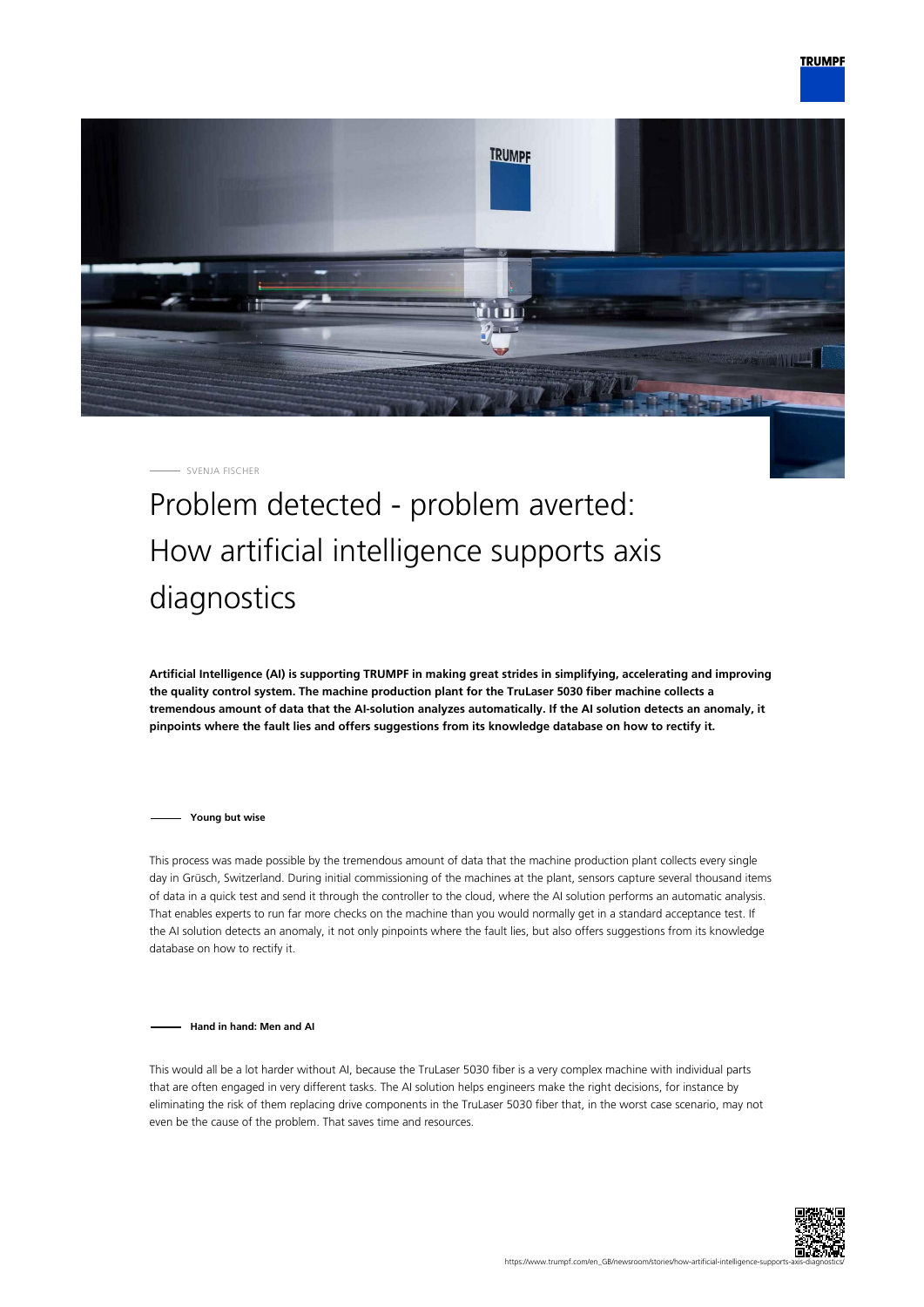SVENJA FISCHER

# Problem detected - problem averted: How artificial intelligence supports axis diagnostics

**Artificial Intelligence (AI) is supporting TRUMPF in making great strides in simplifying, accelerating and improving the quality control system. The machine production plant for the TruLaser 5030 fiber machine collects a tremendous amount of data that the AI-solution analyzes automatically. If the AI solution detects an anomaly, it pinpoints where the fault lies and offers suggestions from its knowledge database on how to rectify it.**

### Young but wise

This process was made possible by the tremendous amount of data that the machine production plant collects every single day in Grüsch, Switzerland. During initial commissioning of the machines at the plant, sensors capture several thousand items of data in a quick test and send it through the controller to the cloud, where the AI solution performs an automatic analysis. That enables experts to run far more checks on the machine than you would normally get in a standard acceptance test. If the AI solution detects an anomaly, it not only pinpoints where the fault lies, but also offers suggestions from its knowledge database on how to rectify it.

### Hand in hand: Men and AI

This would all be a lot harder without AI, because the TruLaser 5030 fiber is a very complex machine with individual parts that are often engaged in very different tasks. The AI solution helps engineers make the right decisions, for instance by eliminating the risk of them replacing drive components in the TruLaser 5030 fiber that, in the worst case scenario, may not even be the cause of the problem. That saves time and resources.

https://www.trumpf.com/en_GB/newsroom/stories/how-artificial-intelligence-supports-axis-diagnostics/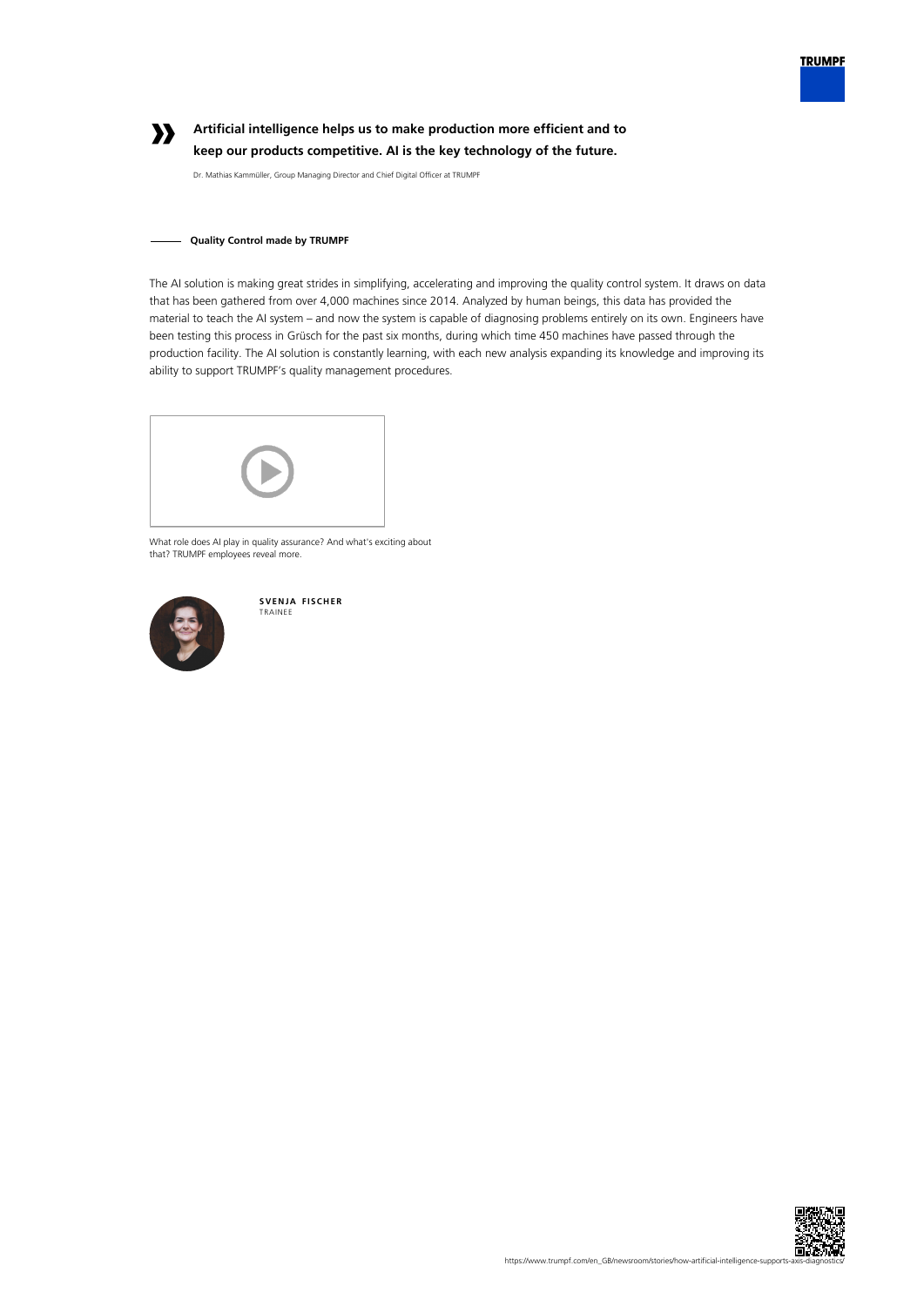» **Artificial intelligence helps us to make production more efficient and to keep our products competitive. AI is the key technology of the future.**

Dr. Mathias Kammüller, Group Managing Director and Chief Digital Officer at TRUMPF

## Quality Control made by TRUMPF

The AI solution is making great strides in simplifying, accelerating and improving the quality control system. It draws on data that has been gathered from over 4,000 machines since 2014. Analyzed by human beings, this data has provided the material to teach the AI system – and now the system is capable of diagnosing problems entirely on its own. Engineers have been testing this process in Grüsch for the past six months, during which time 450 machines have passed through the production facility. The AI solution is constantly learning, with each new analysis expanding its knowledge and improving its ability to support TRUMPF's quality management procedures.

What role does AI play in quality assurance? And what's exciting about that? TRUMPF employees reveal more.

**SVENJA FISCHER**
TRAINEE

https://www.trumpf.com/en_GB/newsroom/stories/how-artificial-intelligence-supports-axis-diagnostics/